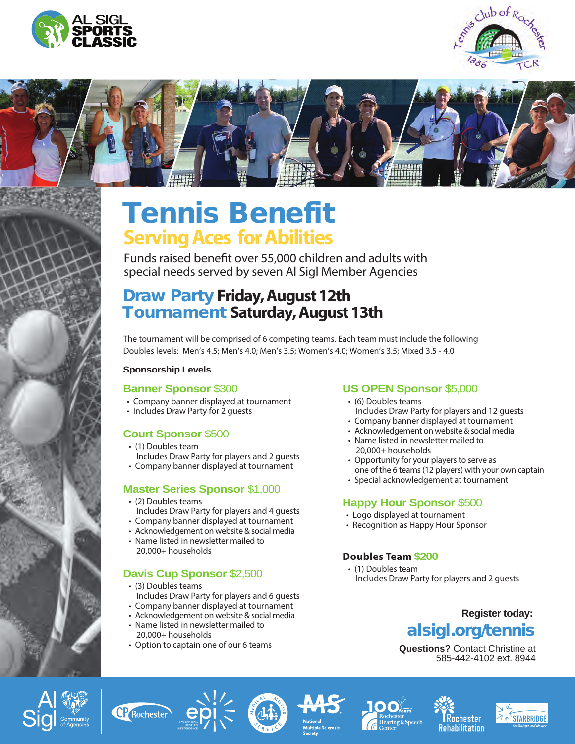# Tennis Benefit

## Serving Aces for Abilities

Funds raised benefit over 55,000 children and adults with special needs served by seven Al Sigl Member Agencies

## Draw Party Friday, August 12th
## Tournament Saturday, August 13th

The tournament will be comprised of 6 competing teams. Each team must include the following Doubles levels: Men's 4.5; Men's 4.0; Men's 3.5; Women's 4.0; Women's 3.5; Mixed 3.5 - 4.0

**Sponsorship Levels**

### Banner Sponsor $300
- Company banner displayed at tournament
- Includes Draw Party for 2 guests

### Court Sponsor $500
- (1) Doubles team
  Includes Draw Party for players and 2 guests
- Company banner displayed at tournament

### Master Series Sponsor $1,000
- (2) Doubles teams
  Includes Draw Party for players and 4 guests
- Company banner displayed at tournament
- Acknowledgement on website & social media
- Name listed in newsletter mailed to 20,000+ households

### Davis Cup Sponsor $2,500
- (3) Doubles teams
  Includes Draw Party for players and 6 guests
- Company banner displayed at tournament
- Acknowledgement on website & social media
- Name listed in newsletter mailed to 20,000+ households
- Option to captain one of our 6 teams

### US OPEN Sponsor $5,000
- (6) Doubles teams
  Includes Draw Party for players and 12 guests
- Company banner displayed at tournament
- Acknowledgement on website & social media
- Name listed in newsletter mailed to 20,000+ households
- Opportunity for your players to serve as one of the 6 teams (12 players) with your own captain
- Special acknowledgement at tournament

### Happy Hour Sponsor $500
- Logo displayed at tournament
- Recognition as Happy Hour Sponsor

### Doubles Team $200
- (1) Doubles team
  Includes Draw Party for players and 2 guests

**Register today:**
**alsigl.org/tennis**

**Questions?** Contact Christine at 585-442-4102 ext. 8944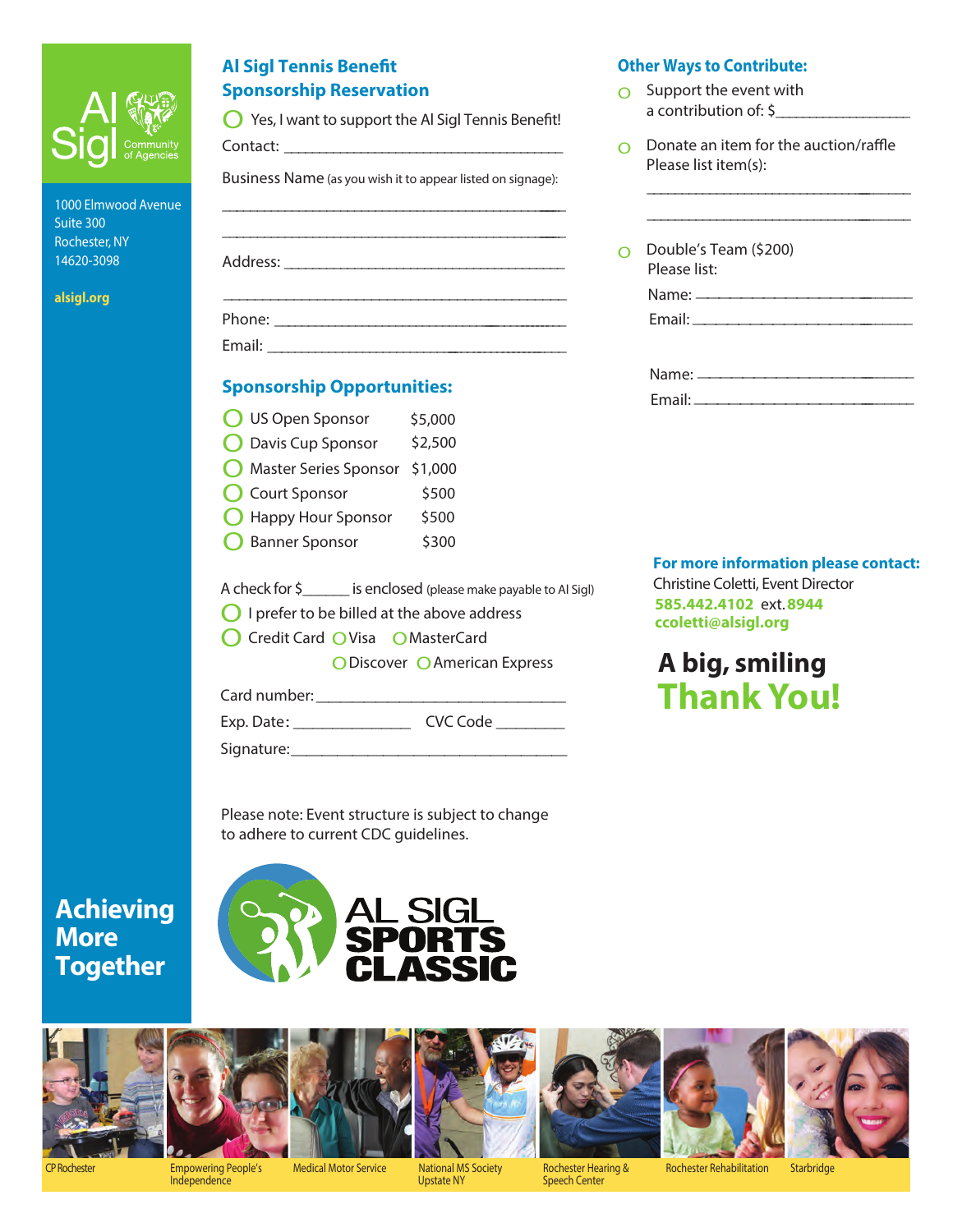Al Sigl Community of Agencies

1000 Elmwood Avenue
Suite 300
Rochester, NY
14620-3098

alsigl.org

## Al Sigl Tennis Benefit Sponsorship Reservation

○ Yes, I want to support the Al Sigl Tennis Benefit!

Contact: ___________________________________

Business Name (as you wish it to appear listed on signage):

___________________________________

___________________________________

Address: ___________________________________

___________________________________

Phone: ___________________________________

Email: ___________________________________

## Sponsorship Opportunities:

○ US Open Sponsor $5,000
○ Davis Cup Sponsor $2,500
○ Master Series Sponsor $1,000
○ Court Sponsor $500
○ Happy Hour Sponsor $500
○ Banner Sponsor $300

A check for $______ is enclosed (please make payable to Al Sigl)

○ I prefer to be billed at the above address

○ Credit Card ○ Visa ○ MasterCard ○ Discover ○ American Express

Card number: ___________________________________

Exp. Date: _______________ CVC Code _________

Signature: ___________________________________

Please note: Event structure is subject to change to adhere to current CDC guidelines.

## Other Ways to Contribute:

○ Support the event with a contribution of: $_________________

○ Donate an item for the auction/raffle
Please list item(s):

___________________________________

___________________________________

○ Double's Team ($200)
Please list:

Name: ___________________________________

Email: ___________________________________

Name: ___________________________________

Email: ___________________________________

**For more information please contact:**
Christine Coletti, Event Director
**585.442.4102** ext. **8944**
**ccoletti@alsigl.org**

## A big, smiling Thank You!

**Achieving More Together**

AL SIGL SPORTS CLASSIC

CP Rochester | Empowering People's Independence | Medical Motor Service | National MS Society Upstate NY | Rochester Hearing & Speech Center | Rochester Rehabilitation | Starbridge